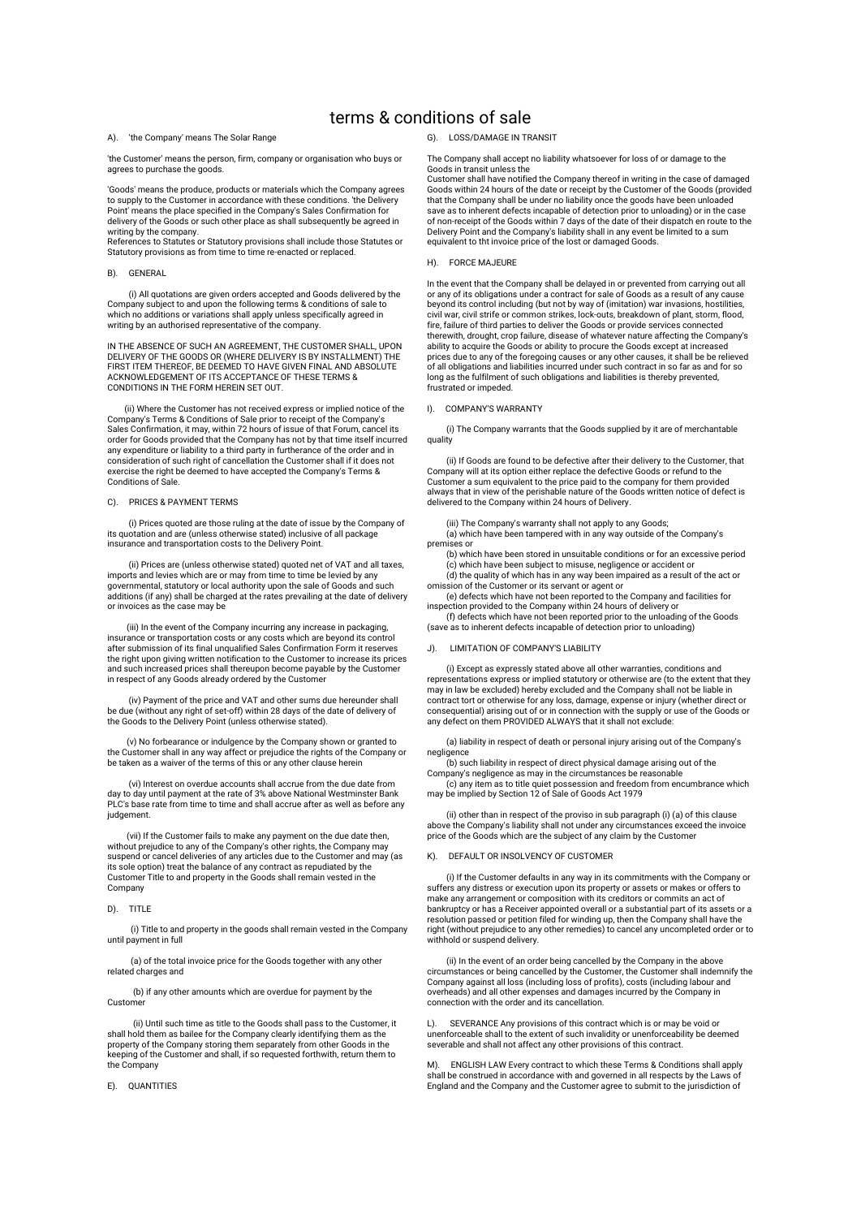# terms & conditions of sale

A). 'the Company' means The Solar Range

'the Customer' means the person, firm, company or organisation who buys or agrees to purchase the goods.

'Goods' means the produce, products or materials which the Company agrees to supply to the Customer in accordance with these conditions. 'the Delivery Point' means the place specified in the Company's Sales Confirmation for delivery of the Goods or such other place as shall subsequently be agreed in writing by the company.
References to Statutes or Statutory provisions shall include those Statutes or Statutory provisions as from time to time re-enacted or replaced.

B). GENERAL

(i) All quotations are given orders accepted and Goods delivered by the Company subject to and upon the following terms & conditions of sale to which no additions or variations shall apply unless specifically agreed in writing by an authorised representative of the company.

IN THE ABSENCE OF SUCH AN AGREEMENT, THE CUSTOMER SHALL, UPON DELIVERY OF THE GOODS OR (WHERE DELIVERY IS BY INSTALLMENT) THE FIRST ITEM THEREOF, BE DEEMED TO HAVE GIVEN FINAL AND ABSOLUTE ACKNOWLEDGEMENT OF ITS ACCEPTANCE OF THESE TERMS & CONDITIONS IN THE FORM HEREIN SET OUT.

(ii) Where the Customer has not received express or implied notice of the Company's Terms & Conditions of Sale prior to receipt of the Company's Sales Confirmation, it may, within 72 hours of issue of that Forum, cancel its order for Goods provided that the Company has not by that time itself incurred any expenditure or liability to a third party in furtherance of the order and in consideration of such right of cancellation the Customer shall if it does not exercise the right be deemed to have accepted the Company's Terms & Conditions of Sale.

C). PRICES & PAYMENT TERMS

(i) Prices quoted are those ruling at the date of issue by the Company of its quotation and are (unless otherwise stated) inclusive of all package insurance and transportation costs to the Delivery Point.

(ii) Prices are (unless otherwise stated) quoted net of VAT and all taxes, imports and levies which are or may from time to time be levied by any governmental, statutory or local authority upon the sale of Goods and such additions (if any) shall be charged at the rates prevailing at the date of delivery or invoices as the case may be

(iii) In the event of the Company incurring any increase in packaging, insurance or transportation costs or any costs which are beyond its control after submission of its final unqualified Sales Confirmation Form it reserves the right upon giving written notification to the Customer to increase its prices and such increased prices shall thereupon become payable by the Customer in respect of any Goods already ordered by the Customer

(iv) Payment of the price and VAT and other sums due hereunder shall be due (without any right of set-off) within 28 days of the date of delivery of the Goods to the Delivery Point (unless otherwise stated).

(v) No forbearance or indulgence by the Company shown or granted to the Customer shall in any way affect or prejudice the rights of the Company or be taken as a waiver of the terms of this or any other clause herein

(vi) Interest on overdue accounts shall accrue from the due date from day to day until payment at the rate of 3% above National Westminster Bank PLC's base rate from time to time and shall accrue after as well as before any judgement.

(vii) If the Customer fails to make any payment on the due date then, without prejudice to any of the Company's other rights, the Company may suspend or cancel deliveries of any articles due to the Customer and may (as its sole option) treat the balance of any contract as repudiated by the Customer Title to and property in the Goods shall remain vested in the Company

D). TITLE

(i) Title to and property in the goods shall remain vested in the Company until payment in full

(a) of the total invoice price for the Goods together with any other related charges and

(b) if any other amounts which are overdue for payment by the Customer

(ii) Until such time as title to the Goods shall pass to the Customer, it shall hold them as bailee for the Company clearly identifying them as the property of the Company storing them separately from other Goods in the keeping of the Customer and shall, if so requested forthwith, return them to the Company

E). QUANTITIES

G). LOSS/DAMAGE IN TRANSIT

The Company shall accept no liability whatsoever for loss of or damage to the Goods in transit unless the
Customer shall have notified the Company thereof in writing in the case of damaged Goods within 24 hours of the date or receipt by the Customer of the Goods (provided that the Company shall be under no liability once the goods have been unloaded save as to inherent defects incapable of detection prior to unloading) or in the case of non-receipt of the Goods within 7 days of the date of their dispatch en route to the Delivery Point and the Company's liability shall in any event be limited to a sum equivalent to tht invoice price of the lost or damaged Goods.

H). FORCE MAJEURE

In the event that the Company shall be delayed in or prevented from carrying out all or any of its obligations under a contract for sale of Goods as a result of any cause beyond its control including (but not by way of (imitation) war invasions, hostilities, civil war, civil strife or common strikes, lock-outs, breakdown of plant, storm, flood, fire, failure of third parties to deliver the Goods or provide services connected therewith, drought, crop failure, disease of whatever nature affecting the Company's ability to acquire the Goods or ability to procure the Goods except at increased prices due to any of the foregoing causes or any other causes, it shall be be relieved of all obligations and liabilities incurred under such contract in so far as and for so long as the fulfilment of such obligations and liabilities is thereby prevented, frustrated or impeded.

I). COMPANY'S WARRANTY

(i) The Company warrants that the Goods supplied by it are of merchantable quality

(ii) If Goods are found to be defective after their delivery to the Customer, that Company will at its option either replace the defective Goods or refund to the Customer a sum equivalent to the price paid to the company for them provided always that in view of the perishable nature of the Goods written notice of defect is delivered to the Company within 24 hours of Delivery.

(iii) The Company's warranty shall not apply to any Goods;
(a) which have been tampered with in any way outside of the Company's premises or
(b) which have been stored in unsuitable conditions or for an excessive period
(c) which have been subject to misuse, negligence or accident or
(d) the quality of which has in any way been impaired as a result of the act or omission of the Customer or its servant or agent or
(e) defects which have not been reported to the Company and facilities for inspection provided to the Company within 24 hours of delivery or
(f) defects which have not been reported prior to the unloading of the Goods (save as to inherent defects incapable of detection prior to unloading)

J). LIMITATION OF COMPANY'S LIABILITY

(i) Except as expressly stated above all other warranties, conditions and representations express or implied statutory or otherwise are (to the extent that they may in law be excluded) hereby excluded and the Company shall not be liable in contract tort or otherwise for any loss, damage, expense or injury (whether direct or consequential) arising out of or in connection with the supply or use of the Goods or any defect on them PROVIDED ALWAYS that it shall not exclude:

(a) liability in respect of death or personal injury arising out of the Company's negligence
(b) such liability in respect of direct physical damage arising out of the Company's negligence as may in the circumstances be reasonable
(c) any item as to title quiet possession and freedom from encumbrance which may be implied by Section 12 of Sale of Goods Act 1979

(ii) other than in respect of the proviso in sub paragraph (i) (a) of this clause above the Company's liability shall not under any circumstances exceed the invoice price of the Goods which are the subject of any claim by the Customer

K). DEFAULT OR INSOLVENCY OF CUSTOMER

(i) If the Customer defaults in any way in its commitments with the Company or suffers any distress or execution upon its property or assets or makes or offers to make any arrangement or composition with its creditors or commits an act of bankruptcy or has a Receiver appointed overall or a substantial part of its assets or a resolution passed or petition filed for winding up, then the Company shall have the right (without prejudice to any other remedies) to cancel any uncompleted order or to withhold or suspend delivery.

(ii) In the event of an order being cancelled by the Company in the above circumstances or being cancelled by the Customer, the Customer shall indemnify the Company against all loss (including loss of profits), costs (including labour and overheads) and all other expenses and damages incurred by the Company in connection with the order and its cancellation.

L). SEVERANCE Any provisions of this contract which is or may be void or unenforceable shall to the extent of such invalidity or unenforceability be deemed severable and shall not affect any other provisions of this contract.

M). ENGLISH LAW Every contract to which these Terms & Conditions shall apply shall be construed in accordance with and governed in all respects by the Laws of England and the Company and the Customer agree to submit to the jurisdiction of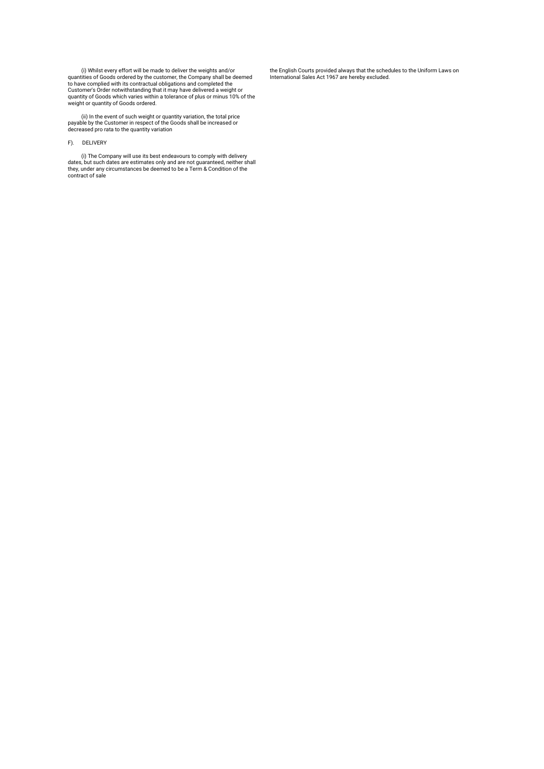(i) Whilst every effort will be made to deliver the weights and/or quantities of Goods ordered by the customer, the Company shall be deemed to have complied with its contractual obligations and completed the Customer's Order notwithstanding that it may have delivered a weight or quantity of Goods which varies within a tolerance of plus or minus 10% of the weight or quantity of Goods ordered.

(ii) In the event of such weight or quantity variation, the total price payable by the Customer in respect of the Goods shall be increased or decreased pro rata to the quantity variation

F). DELIVERY

(i) The Company will use its best endeavours to comply with delivery dates, but such dates are estimates only and are not guaranteed, neither shall they, under any circumstances be deemed to be a Term & Condition of the contract of sale

the English Courts provided always that the schedules to the Uniform Laws on International Sales Act 1967 are hereby excluded.